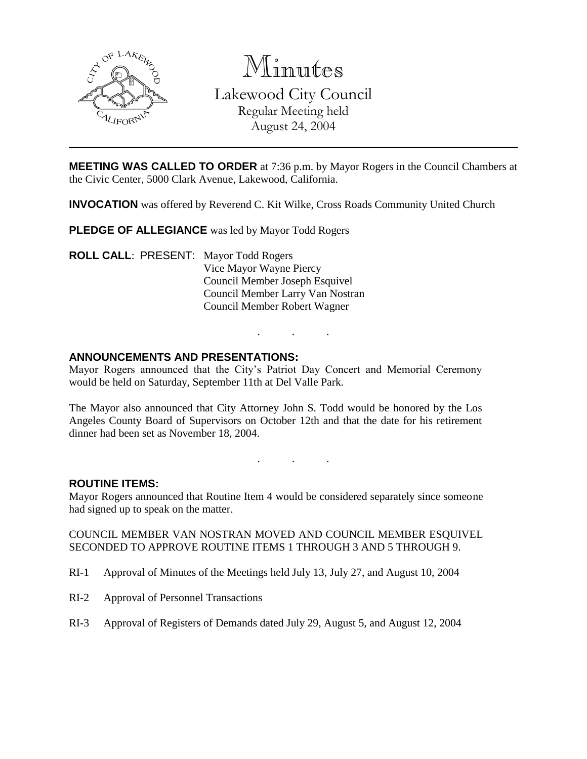# Minutes

## Lakewood City Council

Regular Meeting held
August 24, 2004

---

**MEETING WAS CALLED TO ORDER** at 7:36 p.m. by Mayor Rogers in the Council Chambers at the Civic Center, 5000 Clark Avenue, Lakewood, California.

**INVOCATION** was offered by Reverend C. Kit Wilke, Cross Roads Community United Church

**PLEDGE OF ALLEGIANCE** was led by Mayor Todd Rogers

**ROLL CALL**: PRESENT: Mayor Todd Rogers
Vice Mayor Wayne Piercy
Council Member Joseph Esquivel
Council Member Larry Van Nostran
Council Member Robert Wagner

. . .

**ANNOUNCEMENTS AND PRESENTATIONS:**

Mayor Rogers announced that the City's Patriot Day Concert and Memorial Ceremony would be held on Saturday, September 11th at Del Valle Park.

The Mayor also announced that City Attorney John S. Todd would be honored by the Los Angeles County Board of Supervisors on October 12th and that the date for his retirement dinner had been set as November 18, 2004.

. . .

**ROUTINE ITEMS:**

Mayor Rogers announced that Routine Item 4 would be considered separately since someone had signed up to speak on the matter.

COUNCIL MEMBER VAN NOSTRAN MOVED AND COUNCIL MEMBER ESQUIVEL SECONDED TO APPROVE ROUTINE ITEMS 1 THROUGH 3 AND 5 THROUGH 9.

RI-1 Approval of Minutes of the Meetings held July 13, July 27, and August 10, 2004

RI-2 Approval of Personnel Transactions

RI-3 Approval of Registers of Demands dated July 29, August 5, and August 12, 2004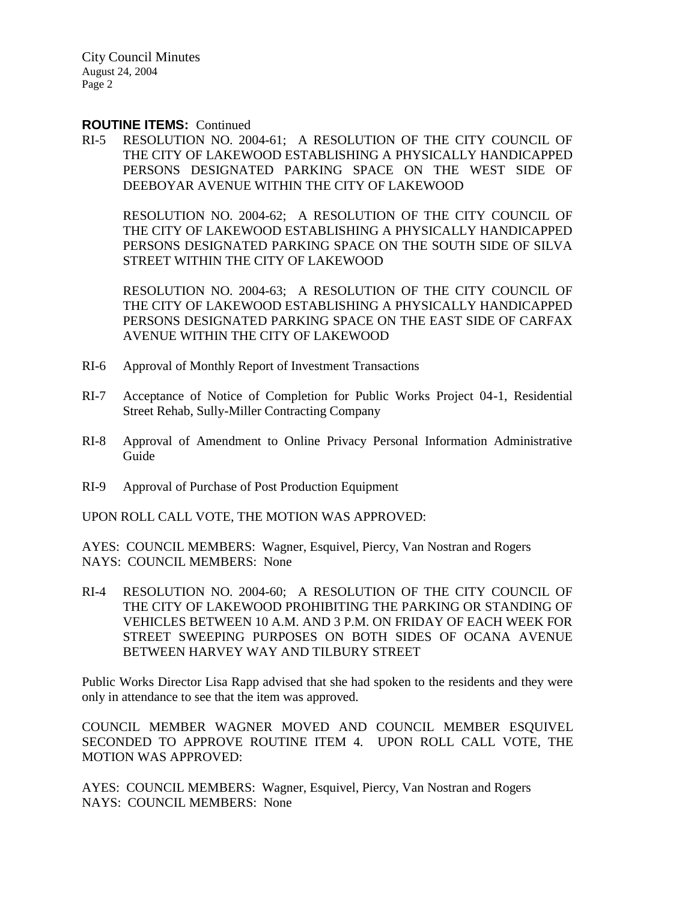**ROUTINE ITEMS:** Continued

RI-5 RESOLUTION NO. 2004-61; A RESOLUTION OF THE CITY COUNCIL OF THE CITY OF LAKEWOOD ESTABLISHING A PHYSICALLY HANDICAPPED PERSONS DESIGNATED PARKING SPACE ON THE WEST SIDE OF DEEBOYAR AVENUE WITHIN THE CITY OF LAKEWOOD

RESOLUTION NO. 2004-62; A RESOLUTION OF THE CITY COUNCIL OF THE CITY OF LAKEWOOD ESTABLISHING A PHYSICALLY HANDICAPPED PERSONS DESIGNATED PARKING SPACE ON THE SOUTH SIDE OF SILVA STREET WITHIN THE CITY OF LAKEWOOD

RESOLUTION NO. 2004-63; A RESOLUTION OF THE CITY COUNCIL OF THE CITY OF LAKEWOOD ESTABLISHING A PHYSICALLY HANDICAPPED PERSONS DESIGNATED PARKING SPACE ON THE EAST SIDE OF CARFAX AVENUE WITHIN THE CITY OF LAKEWOOD

RI-6 Approval of Monthly Report of Investment Transactions

RI-7 Acceptance of Notice of Completion for Public Works Project 04-1, Residential Street Rehab, Sully-Miller Contracting Company

RI-8 Approval of Amendment to Online Privacy Personal Information Administrative Guide

RI-9 Approval of Purchase of Post Production Equipment

UPON ROLL CALL VOTE, THE MOTION WAS APPROVED:

AYES: COUNCIL MEMBERS: Wagner, Esquivel, Piercy, Van Nostran and Rogers
NAYS: COUNCIL MEMBERS: None

RI-4 RESOLUTION NO. 2004-60; A RESOLUTION OF THE CITY COUNCIL OF THE CITY OF LAKEWOOD PROHIBITING THE PARKING OR STANDING OF VEHICLES BETWEEN 10 A.M. AND 3 P.M. ON FRIDAY OF EACH WEEK FOR STREET SWEEPING PURPOSES ON BOTH SIDES OF OCANA AVENUE BETWEEN HARVEY WAY AND TILBURY STREET

Public Works Director Lisa Rapp advised that she had spoken to the residents and they were only in attendance to see that the item was approved.

COUNCIL MEMBER WAGNER MOVED AND COUNCIL MEMBER ESQUIVEL SECONDED TO APPROVE ROUTINE ITEM 4. UPON ROLL CALL VOTE, THE MOTION WAS APPROVED:

AYES: COUNCIL MEMBERS: Wagner, Esquivel, Piercy, Van Nostran and Rogers
NAYS: COUNCIL MEMBERS: None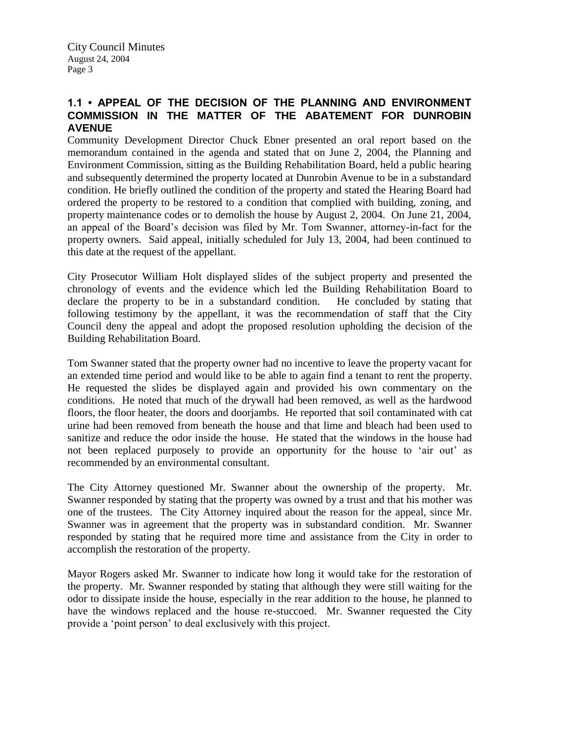## 1.1 • APPEAL OF THE DECISION OF THE PLANNING AND ENVIRONMENT COMMISSION IN THE MATTER OF THE ABATEMENT FOR DUNROBIN AVENUE

Community Development Director Chuck Ebner presented an oral report based on the memorandum contained in the agenda and stated that on June 2, 2004, the Planning and Environment Commission, sitting as the Building Rehabilitation Board, held a public hearing and subsequently determined the property located at Dunrobin Avenue to be in a substandard condition. He briefly outlined the condition of the property and stated the Hearing Board had ordered the property to be restored to a condition that complied with building, zoning, and property maintenance codes or to demolish the house by August 2, 2004. On June 21, 2004, an appeal of the Board's decision was filed by Mr. Tom Swanner, attorney-in-fact for the property owners. Said appeal, initially scheduled for July 13, 2004, had been continued to this date at the request of the appellant.

City Prosecutor William Holt displayed slides of the subject property and presented the chronology of events and the evidence which led the Building Rehabilitation Board to declare the property to be in a substandard condition. He concluded by stating that following testimony by the appellant, it was the recommendation of staff that the City Council deny the appeal and adopt the proposed resolution upholding the decision of the Building Rehabilitation Board.

Tom Swanner stated that the property owner had no incentive to leave the property vacant for an extended time period and would like to be able to again find a tenant to rent the property. He requested the slides be displayed again and provided his own commentary on the conditions. He noted that much of the drywall had been removed, as well as the hardwood floors, the floor heater, the doors and doorjambs. He reported that soil contaminated with cat urine had been removed from beneath the house and that lime and bleach had been used to sanitize and reduce the odor inside the house. He stated that the windows in the house had not been replaced purposely to provide an opportunity for the house to 'air out' as recommended by an environmental consultant.

The City Attorney questioned Mr. Swanner about the ownership of the property. Mr. Swanner responded by stating that the property was owned by a trust and that his mother was one of the trustees. The City Attorney inquired about the reason for the appeal, since Mr. Swanner was in agreement that the property was in substandard condition. Mr. Swanner responded by stating that he required more time and assistance from the City in order to accomplish the restoration of the property.

Mayor Rogers asked Mr. Swanner to indicate how long it would take for the restoration of the property. Mr. Swanner responded by stating that although they were still waiting for the odor to dissipate inside the house, especially in the rear addition to the house, he planned to have the windows replaced and the house re-stuccoed. Mr. Swanner requested the City provide a 'point person' to deal exclusively with this project.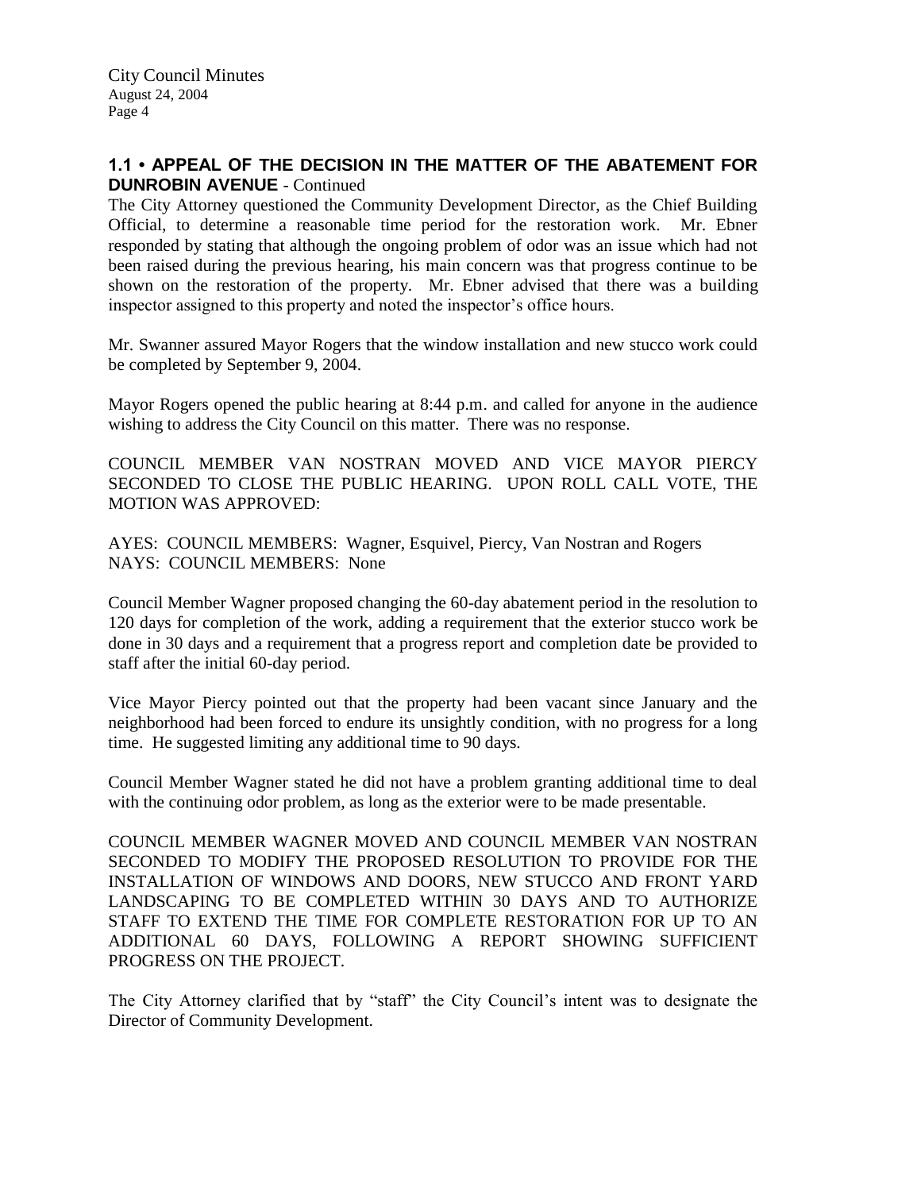## 1.1 • APPEAL OF THE DECISION IN THE MATTER OF THE ABATEMENT FOR DUNROBIN AVENUE - Continued

The City Attorney questioned the Community Development Director, as the Chief Building Official, to determine a reasonable time period for the restoration work. Mr. Ebner responded by stating that although the ongoing problem of odor was an issue which had not been raised during the previous hearing, his main concern was that progress continue to be shown on the restoration of the property. Mr. Ebner advised that there was a building inspector assigned to this property and noted the inspector's office hours.

Mr. Swanner assured Mayor Rogers that the window installation and new stucco work could be completed by September 9, 2004.

Mayor Rogers opened the public hearing at 8:44 p.m. and called for anyone in the audience wishing to address the City Council on this matter. There was no response.

COUNCIL MEMBER VAN NOSTRAN MOVED AND VICE MAYOR PIERCY SECONDED TO CLOSE THE PUBLIC HEARING. UPON ROLL CALL VOTE, THE MOTION WAS APPROVED:

AYES: COUNCIL MEMBERS: Wagner, Esquivel, Piercy, Van Nostran and Rogers
NAYS: COUNCIL MEMBERS: None

Council Member Wagner proposed changing the 60-day abatement period in the resolution to 120 days for completion of the work, adding a requirement that the exterior stucco work be done in 30 days and a requirement that a progress report and completion date be provided to staff after the initial 60-day period.

Vice Mayor Piercy pointed out that the property had been vacant since January and the neighborhood had been forced to endure its unsightly condition, with no progress for a long time. He suggested limiting any additional time to 90 days.

Council Member Wagner stated he did not have a problem granting additional time to deal with the continuing odor problem, as long as the exterior were to be made presentable.

COUNCIL MEMBER WAGNER MOVED AND COUNCIL MEMBER VAN NOSTRAN SECONDED TO MODIFY THE PROPOSED RESOLUTION TO PROVIDE FOR THE INSTALLATION OF WINDOWS AND DOORS, NEW STUCCO AND FRONT YARD LANDSCAPING TO BE COMPLETED WITHIN 30 DAYS AND TO AUTHORIZE STAFF TO EXTEND THE TIME FOR COMPLETE RESTORATION FOR UP TO AN ADDITIONAL 60 DAYS, FOLLOWING A REPORT SHOWING SUFFICIENT PROGRESS ON THE PROJECT.

The City Attorney clarified that by "staff" the City Council's intent was to designate the Director of Community Development.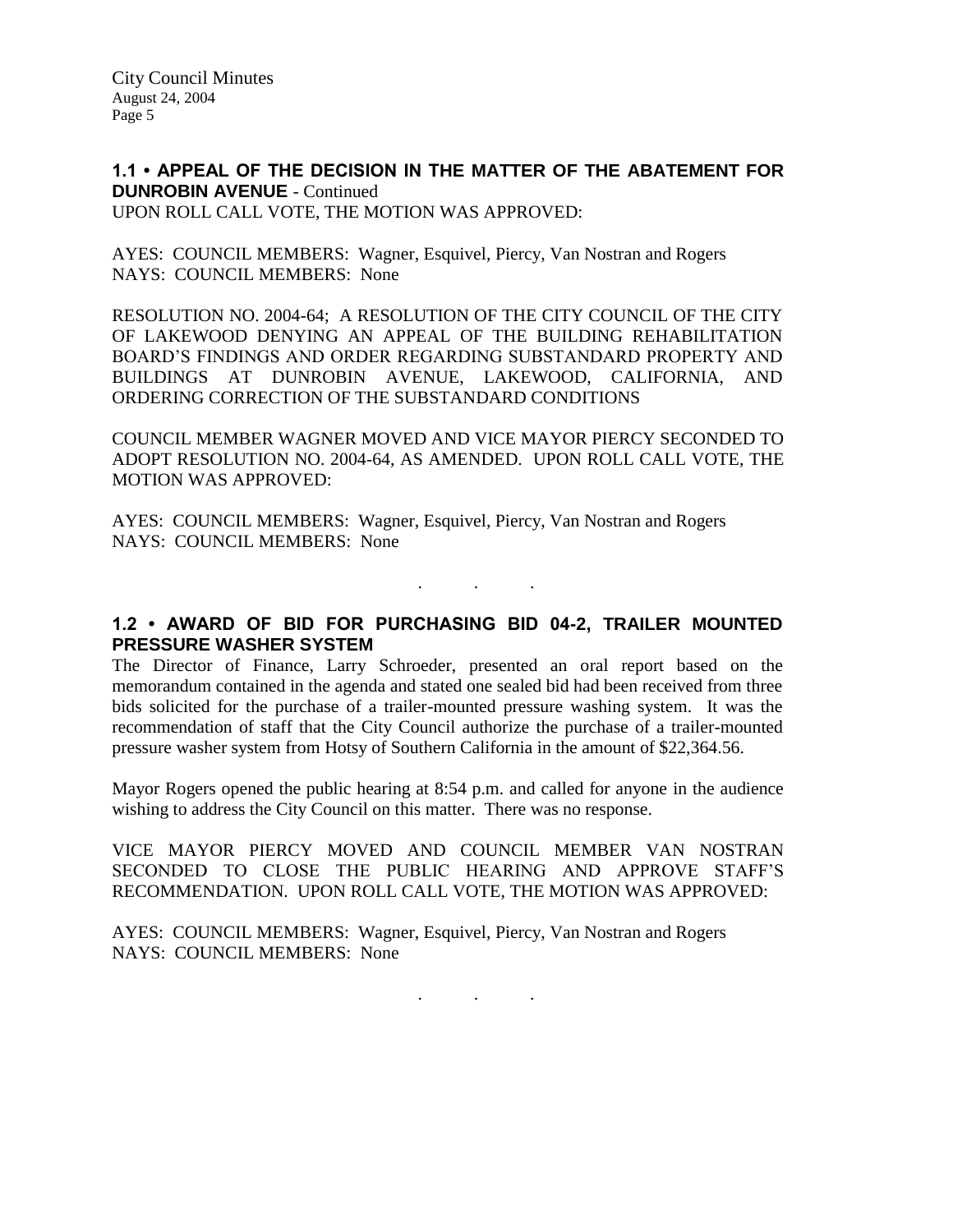**1.1 • APPEAL OF THE DECISION IN THE MATTER OF THE ABATEMENT FOR DUNROBIN AVENUE** - Continued

UPON ROLL CALL VOTE, THE MOTION WAS APPROVED:

AYES: COUNCIL MEMBERS: Wagner, Esquivel, Piercy, Van Nostran and Rogers
NAYS: COUNCIL MEMBERS: None

RESOLUTION NO. 2004-64; A RESOLUTION OF THE CITY COUNCIL OF THE CITY OF LAKEWOOD DENYING AN APPEAL OF THE BUILDING REHABILITATION BOARD'S FINDINGS AND ORDER REGARDING SUBSTANDARD PROPERTY AND BUILDINGS AT DUNROBIN AVENUE, LAKEWOOD, CALIFORNIA, AND ORDERING CORRECTION OF THE SUBSTANDARD CONDITIONS

COUNCIL MEMBER WAGNER MOVED AND VICE MAYOR PIERCY SECONDED TO ADOPT RESOLUTION NO. 2004-64, AS AMENDED. UPON ROLL CALL VOTE, THE MOTION WAS APPROVED:

AYES: COUNCIL MEMBERS: Wagner, Esquivel, Piercy, Van Nostran and Rogers
NAYS: COUNCIL MEMBERS: None

. . .

**1.2 • AWARD OF BID FOR PURCHASING BID 04-2, TRAILER MOUNTED PRESSURE WASHER SYSTEM**

The Director of Finance, Larry Schroeder, presented an oral report based on the memorandum contained in the agenda and stated one sealed bid had been received from three bids solicited for the purchase of a trailer-mounted pressure washing system. It was the recommendation of staff that the City Council authorize the purchase of a trailer-mounted pressure washer system from Hotsy of Southern California in the amount of $22,364.56.

Mayor Rogers opened the public hearing at 8:54 p.m. and called for anyone in the audience wishing to address the City Council on this matter. There was no response.

VICE MAYOR PIERCY MOVED AND COUNCIL MEMBER VAN NOSTRAN SECONDED TO CLOSE THE PUBLIC HEARING AND APPROVE STAFF'S RECOMMENDATION. UPON ROLL CALL VOTE, THE MOTION WAS APPROVED:

AYES: COUNCIL MEMBERS: Wagner, Esquivel, Piercy, Van Nostran and Rogers
NAYS: COUNCIL MEMBERS: None

. . .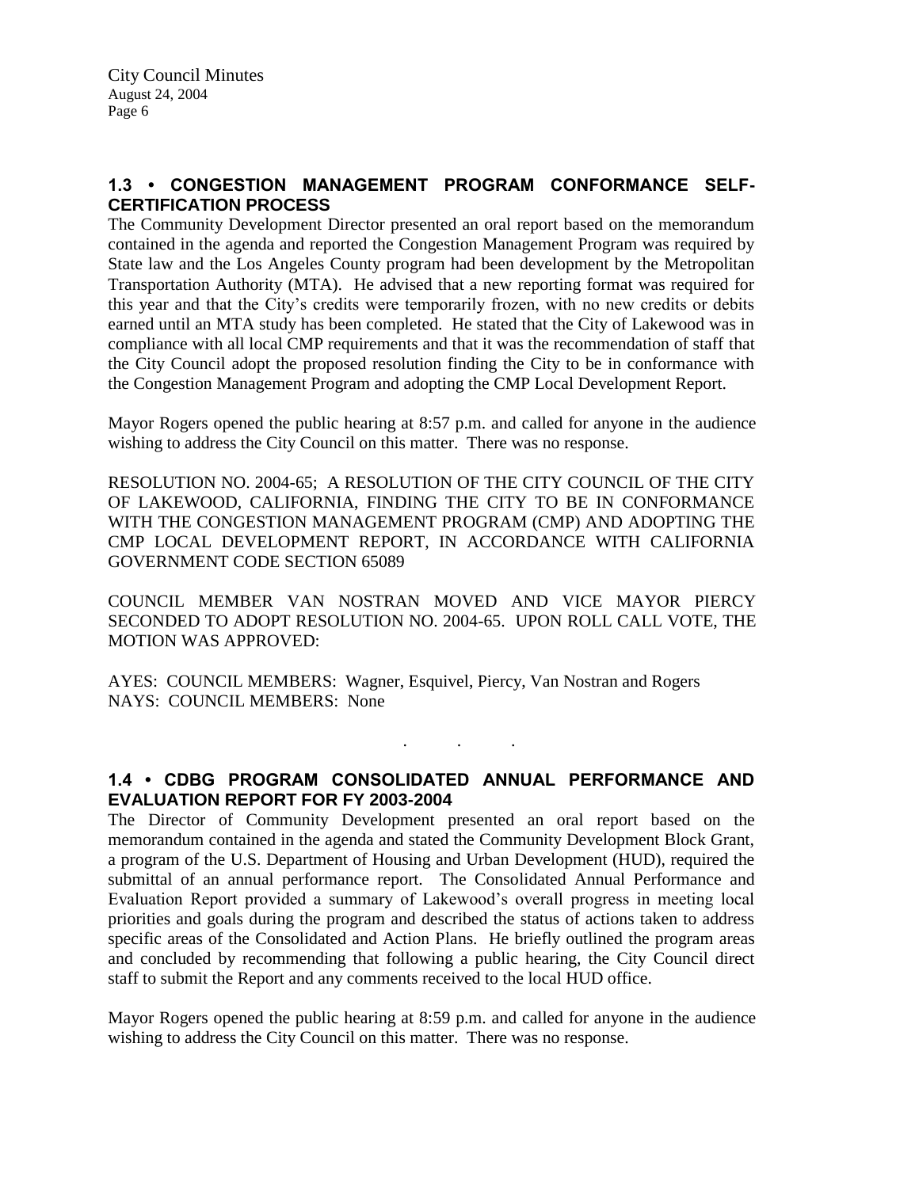## 1.3 • CONGESTION MANAGEMENT PROGRAM CONFORMANCE SELF-CERTIFICATION PROCESS

The Community Development Director presented an oral report based on the memorandum contained in the agenda and reported the Congestion Management Program was required by State law and the Los Angeles County program had been development by the Metropolitan Transportation Authority (MTA). He advised that a new reporting format was required for this year and that the City's credits were temporarily frozen, with no new credits or debits earned until an MTA study has been completed. He stated that the City of Lakewood was in compliance with all local CMP requirements and that it was the recommendation of staff that the City Council adopt the proposed resolution finding the City to be in conformance with the Congestion Management Program and adopting the CMP Local Development Report.

Mayor Rogers opened the public hearing at 8:57 p.m. and called for anyone in the audience wishing to address the City Council on this matter. There was no response.

RESOLUTION NO. 2004-65; A RESOLUTION OF THE CITY COUNCIL OF THE CITY OF LAKEWOOD, CALIFORNIA, FINDING THE CITY TO BE IN CONFORMANCE WITH THE CONGESTION MANAGEMENT PROGRAM (CMP) AND ADOPTING THE CMP LOCAL DEVELOPMENT REPORT, IN ACCORDANCE WITH CALIFORNIA GOVERNMENT CODE SECTION 65089

COUNCIL MEMBER VAN NOSTRAN MOVED AND VICE MAYOR PIERCY SECONDED TO ADOPT RESOLUTION NO. 2004-65. UPON ROLL CALL VOTE, THE MOTION WAS APPROVED:

AYES: COUNCIL MEMBERS: Wagner, Esquivel, Piercy, Van Nostran and Rogers
NAYS: COUNCIL MEMBERS: None

. . .

## 1.4 • CDBG PROGRAM CONSOLIDATED ANNUAL PERFORMANCE AND EVALUATION REPORT FOR FY 2003-2004

The Director of Community Development presented an oral report based on the memorandum contained in the agenda and stated the Community Development Block Grant, a program of the U.S. Department of Housing and Urban Development (HUD), required the submittal of an annual performance report. The Consolidated Annual Performance and Evaluation Report provided a summary of Lakewood's overall progress in meeting local priorities and goals during the program and described the status of actions taken to address specific areas of the Consolidated and Action Plans. He briefly outlined the program areas and concluded by recommending that following a public hearing, the City Council direct staff to submit the Report and any comments received to the local HUD office.

Mayor Rogers opened the public hearing at 8:59 p.m. and called for anyone in the audience wishing to address the City Council on this matter. There was no response.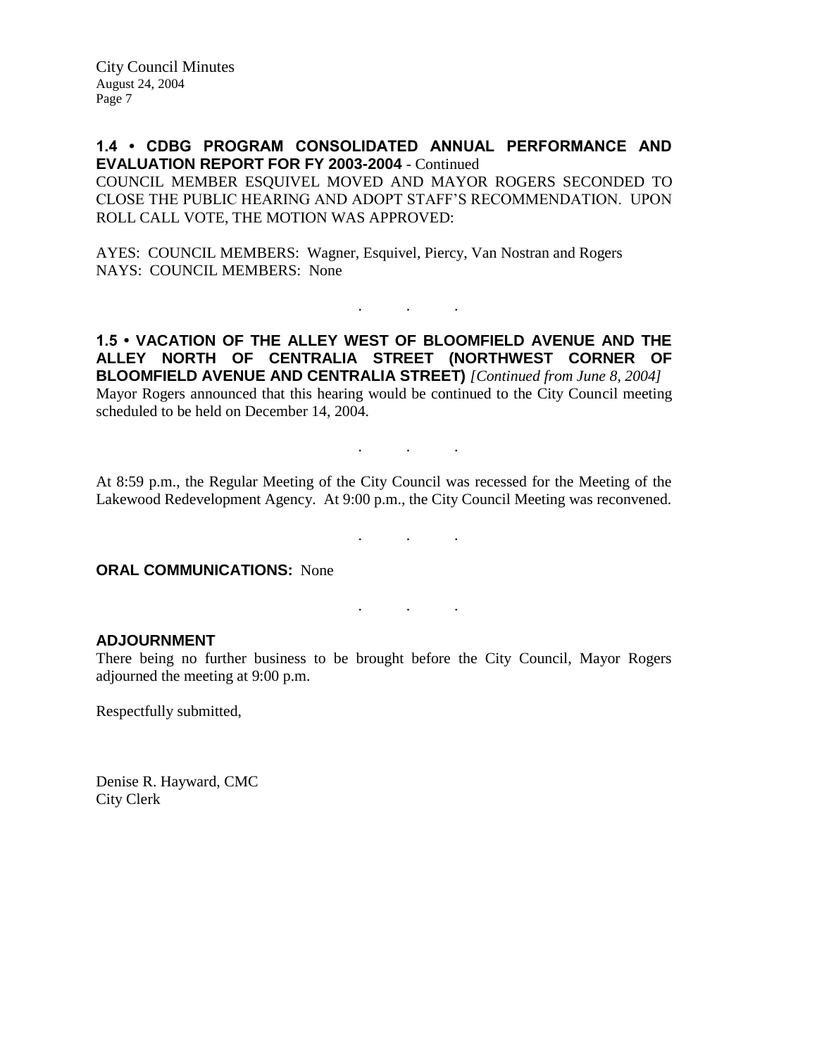**1.4 • CDBG PROGRAM CONSOLIDATED ANNUAL PERFORMANCE AND EVALUATION REPORT FOR FY 2003-2004** - Continued

COUNCIL MEMBER ESQUIVEL MOVED AND MAYOR ROGERS SECONDED TO CLOSE THE PUBLIC HEARING AND ADOPT STAFF'S RECOMMENDATION. UPON ROLL CALL VOTE, THE MOTION WAS APPROVED:

AYES: COUNCIL MEMBERS: Wagner, Esquivel, Piercy, Van Nostran and Rogers
NAYS: COUNCIL MEMBERS: None

. . .

**1.5 • VACATION OF THE ALLEY WEST OF BLOOMFIELD AVENUE AND THE ALLEY NORTH OF CENTRALIA STREET (NORTHWEST CORNER OF BLOOMFIELD AVENUE AND CENTRALIA STREET)** *[Continued from June 8, 2004]*

Mayor Rogers announced that this hearing would be continued to the City Council meeting scheduled to be held on December 14, 2004.

. . .

At 8:59 p.m., the Regular Meeting of the City Council was recessed for the Meeting of the Lakewood Redevelopment Agency. At 9:00 p.m., the City Council Meeting was reconvened.

. . .

**ORAL COMMUNICATIONS:** None

. . .

**ADJOURNMENT**

There being no further business to be brought before the City Council, Mayor Rogers adjourned the meeting at 9:00 p.m.

Respectfully submitted,

Denise R. Hayward, CMC
City Clerk